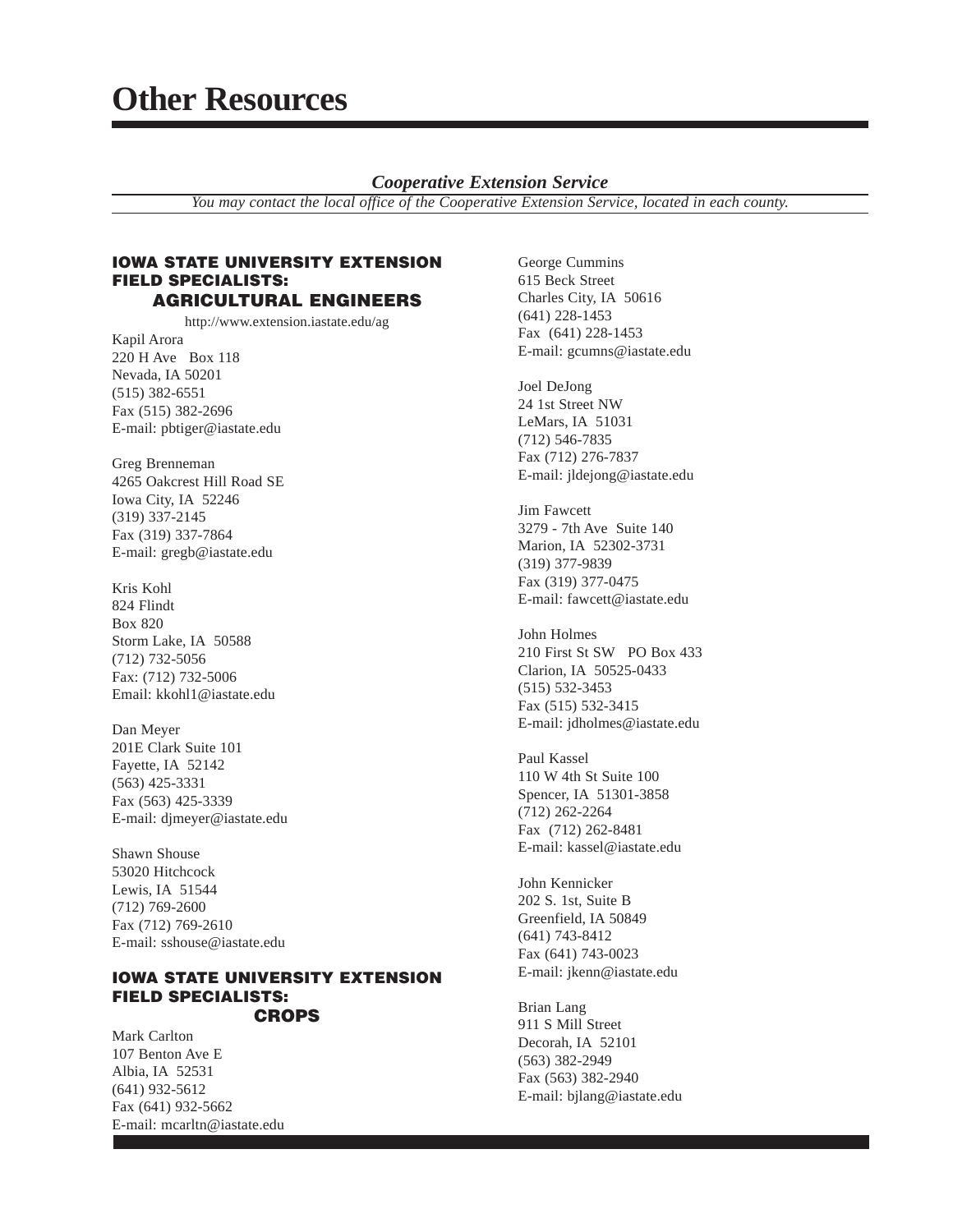# Other Resources

## *Cooperative Extension Service*

*You may contact the local office of the Cooperative Extension Service, located in each county.*

### IOWA STATE UNIVERSITY EXTENSION FIELD SPECIALISTS: AGRICULTURAL ENGINEERS

http://www.extension.iastate.edu/ag

Kapil Arora
220 H Ave Box 118
Nevada, IA 50201
(515) 382-6551
Fax (515) 382-2696
E-mail: pbtiger@iastate.edu

Greg Brenneman
4265 Oakcrest Hill Road SE
Iowa City, IA 52246
(319) 337-2145
Fax (319) 337-7864
E-mail: gregb@iastate.edu

Kris Kohl
824 Flindt
Box 820
Storm Lake, IA 50588
(712) 732-5056
Fax: (712) 732-5006
Email: kkohl1@iastate.edu

Dan Meyer
201E Clark Suite 101
Fayette, IA 52142
(563) 425-3331
Fax (563) 425-3339
E-mail: djmeyer@iastate.edu

Shawn Shouse
53020 Hitchcock
Lewis, IA 51544
(712) 769-2600
Fax (712) 769-2610
E-mail: sshouse@iastate.edu

### IOWA STATE UNIVERSITY EXTENSION FIELD SPECIALISTS: CROPS

Mark Carlton
107 Benton Ave E
Albia, IA 52531
(641) 932-5612
Fax (641) 932-5662
E-mail: mcarltn@iastate.edu

George Cummins
615 Beck Street
Charles City, IA 50616
(641) 228-1453
Fax (641) 228-1453
E-mail: gcumns@iastate.edu

Joel DeJong
24 1st Street NW
LeMars, IA 51031
(712) 546-7835
Fax (712) 276-7837
E-mail: jldejong@iastate.edu

Jim Fawcett
3279 - 7th Ave Suite 140
Marion, IA 52302-3731
(319) 377-9839
Fax (319) 377-0475
E-mail: fawcett@iastate.edu

John Holmes
210 First St SW PO Box 433
Clarion, IA 50525-0433
(515) 532-3453
Fax (515) 532-3415
E-mail: jdholmes@iastate.edu

Paul Kassel
110 W 4th St Suite 100
Spencer, IA 51301-3858
(712) 262-2264
Fax (712) 262-8481
E-mail: kassel@iastate.edu

John Kennicker
202 S. 1st, Suite B
Greenfield, IA 50849
(641) 743-8412
Fax (641) 743-0023
E-mail: jkenn@iastate.edu

Brian Lang
911 S Mill Street
Decorah, IA 52101
(563) 382-2949
Fax (563) 382-2940
E-mail: bjlang@iastate.edu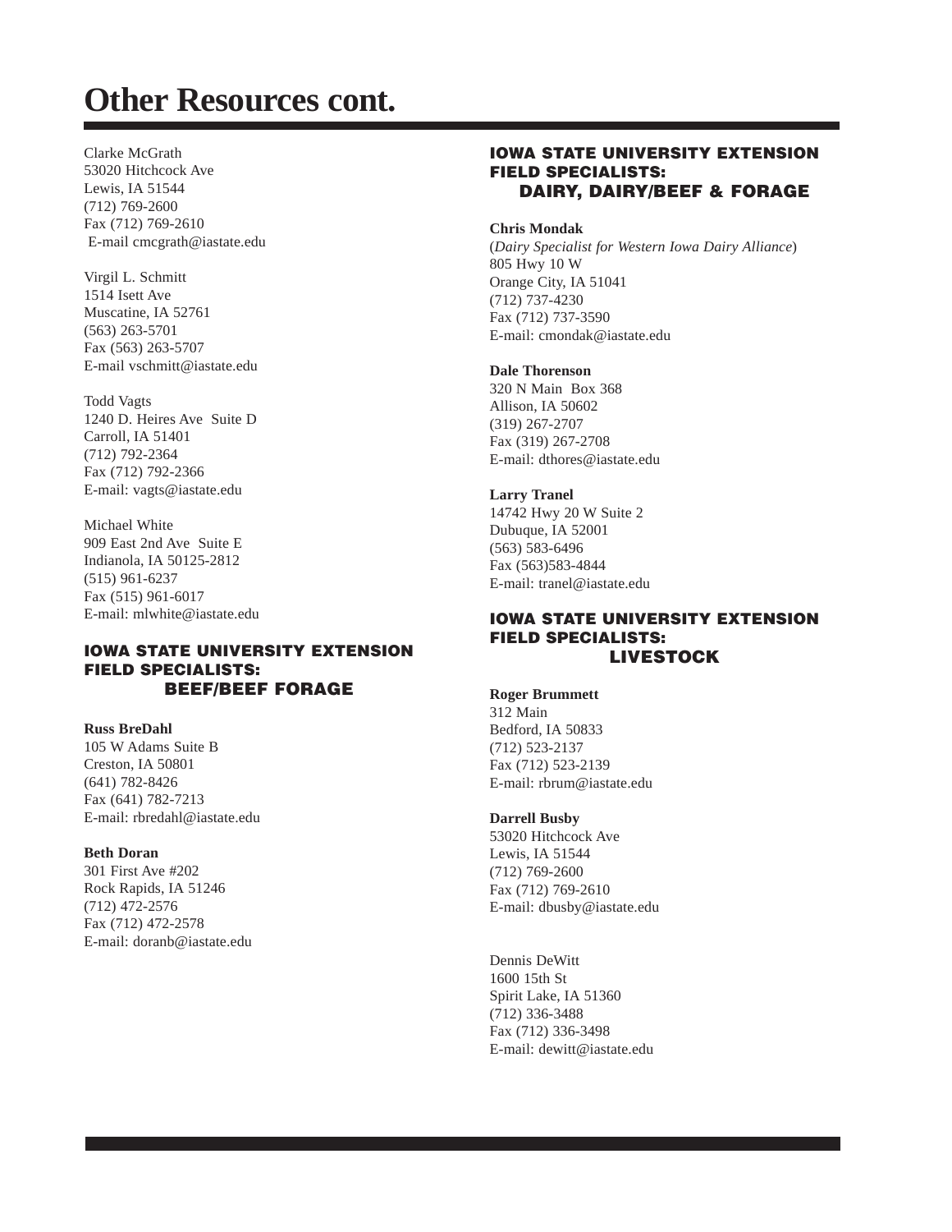# Other Resources cont.

Clarke McGrath
53020 Hitchcock Ave
Lewis, IA 51544
(712) 769-2600
Fax (712) 769-2610
E-mail cmcgrath@iastate.edu

Virgil L. Schmitt
1514 Isett Ave
Muscatine, IA 52761
(563) 263-5701
Fax (563) 263-5707
E-mail vschmitt@iastate.edu

Todd Vagts
1240 D. Heires Ave  Suite D
Carroll, IA 51401
(712) 792-2364
Fax (712) 792-2366
E-mail: vagts@iastate.edu

Michael White
909 East 2nd Ave  Suite E
Indianola, IA 50125-2812
(515) 961-6237
Fax (515) 961-6017
E-mail: mlwhite@iastate.edu

## IOWA STATE UNIVERSITY EXTENSION FIELD SPECIALISTS: BEEF/BEEF FORAGE

**Russ BreDahl**
105 W Adams Suite B
Creston, IA 50801
(641) 782-8426
Fax (641) 782-7213
E-mail: rbredahl@iastate.edu

**Beth Doran**
301 First Ave #202
Rock Rapids, IA 51246
(712) 472-2576
Fax (712) 472-2578
E-mail: doranb@iastate.edu

## IOWA STATE UNIVERSITY EXTENSION FIELD SPECIALISTS: DAIRY, DAIRY/BEEF & FORAGE

**Chris Mondak**
(*Dairy Specialist for Western Iowa Dairy Alliance*)
805 Hwy 10 W
Orange City, IA 51041
(712) 737-4230
Fax (712) 737-3590
E-mail: cmondak@iastate.edu

**Dale Thorenson**
320 N Main  Box 368
Allison, IA 50602
(319) 267-2707
Fax (319) 267-2708
E-mail: dthores@iastate.edu

**Larry Tranel**
14742 Hwy 20 W Suite 2
Dubuque, IA 52001
(563) 583-6496
Fax (563)583-4844
E-mail: tranel@iastate.edu

## IOWA STATE UNIVERSITY EXTENSION FIELD SPECIALISTS: LIVESTOCK

**Roger Brummett**
312 Main
Bedford, IA 50833
(712) 523-2137
Fax (712) 523-2139
E-mail: rbrum@iastate.edu

**Darrell Busby**
53020 Hitchcock Ave
Lewis, IA 51544
(712) 769-2600
Fax (712) 769-2610
E-mail: dbusby@iastate.edu

Dennis DeWitt
1600 15th St
Spirit Lake, IA 51360
(712) 336-3488
Fax (712) 336-3498
E-mail: dewitt@iastate.edu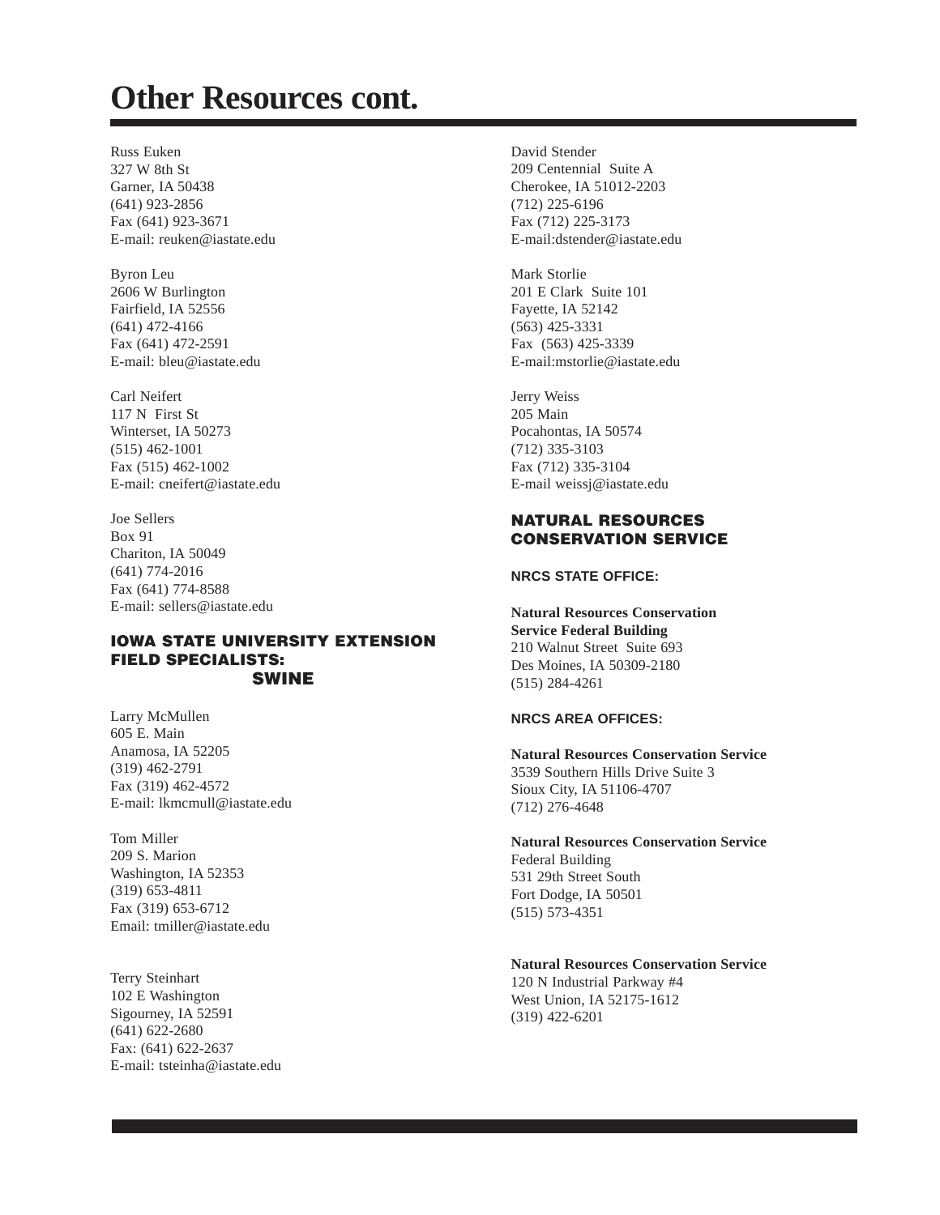# Other Resources cont.

Russ Euken
327 W 8th St
Garner, IA 50438
(641) 923-2856
Fax (641) 923-3671
E-mail: reuken@iastate.edu

Byron Leu
2606 W Burlington
Fairfield, IA 52556
(641) 472-4166
Fax (641) 472-2591
E-mail: bleu@iastate.edu

Carl Neifert
117 N First St
Winterset, IA 50273
(515) 462-1001
Fax (515) 462-1002
E-mail: cneifert@iastate.edu

Joe Sellers
Box 91
Chariton, IA 50049
(641) 774-2016
Fax (641) 774-8588
E-mail: sellers@iastate.edu

## IOWA STATE UNIVERSITY EXTENSION FIELD SPECIALISTS: SWINE

Larry McMullen
605 E. Main
Anamosa, IA 52205
(319) 462-2791
Fax (319) 462-4572
E-mail: lkmcmull@iastate.edu

Tom Miller
209 S. Marion
Washington, IA 52353
(319) 653-4811
Fax (319) 653-6712
Email: tmiller@iastate.edu

Terry Steinhart
102 E Washington
Sigourney, IA 52591
(641) 622-2680
Fax: (641) 622-2637
E-mail: tsteinha@iastate.edu

David Stender
209 Centennial Suite A
Cherokee, IA 51012-2203
(712) 225-6196
Fax (712) 225-3173
E-mail:dstender@iastate.edu

Mark Storlie
201 E Clark Suite 101
Fayette, IA 52142
(563) 425-3331
Fax (563) 425-3339
E-mail:mstorlie@iastate.edu

Jerry Weiss
205 Main
Pocahontas, IA 50574
(712) 335-3103
Fax (712) 335-3104
E-mail weissj@iastate.edu

## NATURAL RESOURCES CONSERVATION SERVICE

### NRCS STATE OFFICE:

**Natural Resources Conservation Service Federal Building**
210 Walnut Street Suite 693
Des Moines, IA 50309-2180
(515) 284-4261

### NRCS AREA OFFICES:

**Natural Resources Conservation Service**
3539 Southern Hills Drive Suite 3
Sioux City, IA 51106-4707
(712) 276-4648

**Natural Resources Conservation Service**
Federal Building
531 29th Street South
Fort Dodge, IA 50501
(515) 573-4351

**Natural Resources Conservation Service**
120 N Industrial Parkway #4
West Union, IA 52175-1612
(319) 422-6201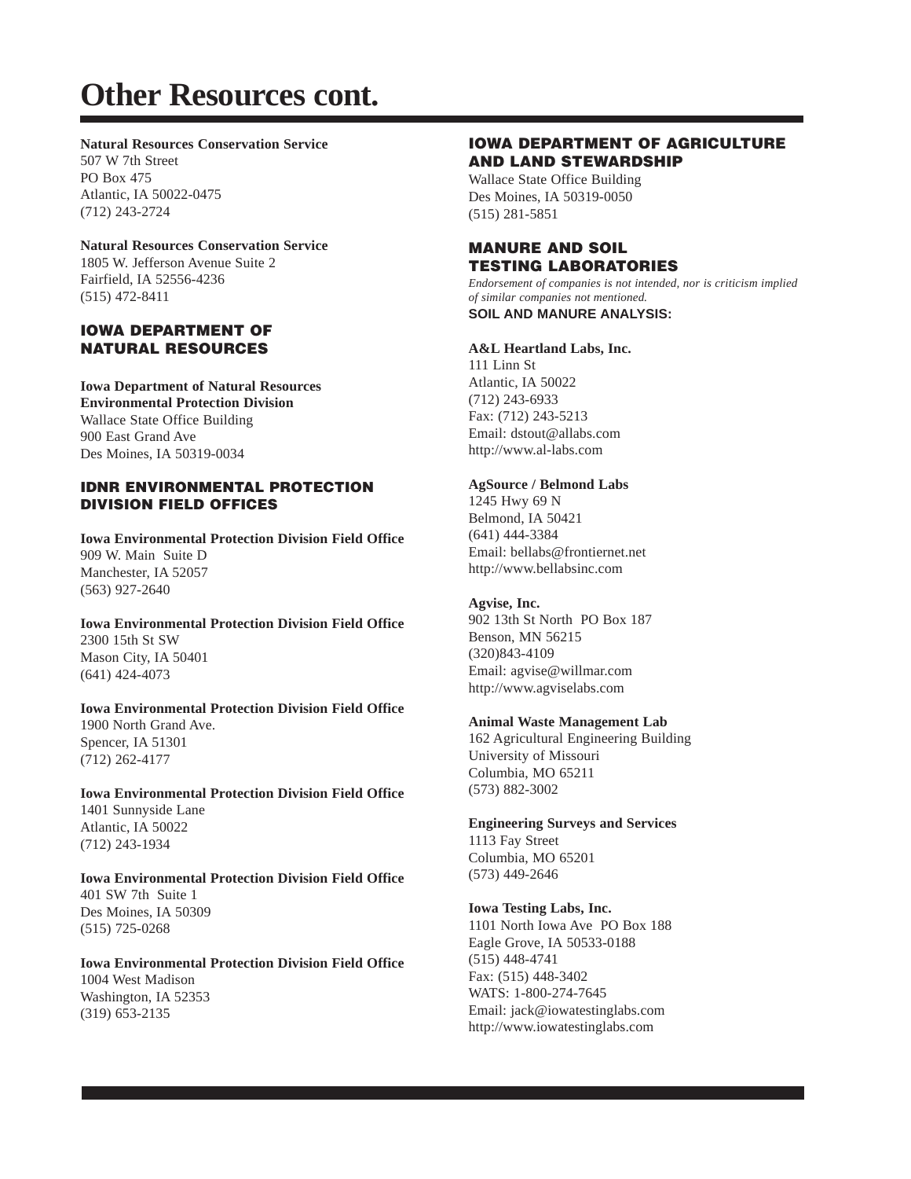# Other Resources cont.

**Natural Resources Conservation Service**
507 W 7th Street
PO Box 475
Atlantic, IA 50022-0475
(712) 243-2724

**Natural Resources Conservation Service**
1805 W. Jefferson Avenue Suite 2
Fairfield, IA 52556-4236
(515) 472-8411

## IOWA DEPARTMENT OF NATURAL RESOURCES

**Iowa Department of Natural Resources**
**Environmental Protection Division**
Wallace State Office Building
900 East Grand Ave
Des Moines, IA 50319-0034

## IDNR ENVIRONMENTAL PROTECTION DIVISION FIELD OFFICES

**Iowa Environmental Protection Division Field Office**
909 W. Main Suite D
Manchester, IA 52057
(563) 927-2640

**Iowa Environmental Protection Division Field Office**
2300 15th St SW
Mason City, IA 50401
(641) 424-4073

**Iowa Environmental Protection Division Field Office**
1900 North Grand Ave.
Spencer, IA 51301
(712) 262-4177

**Iowa Environmental Protection Division Field Office**
1401 Sunnyside Lane
Atlantic, IA 50022
(712) 243-1934

**Iowa Environmental Protection Division Field Office**
401 SW 7th Suite 1
Des Moines, IA 50309
(515) 725-0268

**Iowa Environmental Protection Division Field Office**
1004 West Madison
Washington, IA 52353
(319) 653-2135

## IOWA DEPARTMENT OF AGRICULTURE AND LAND STEWARDSHIP

Wallace State Office Building
Des Moines, IA 50319-0050
(515) 281-5851

## MANURE AND SOIL TESTING LABORATORIES

*Endorsement of companies is not intended, nor is criticism implied of similar companies not mentioned.*

**SOIL AND MANURE ANALYSIS:**

**A&L Heartland Labs, Inc.**
111 Linn St
Atlantic, IA 50022
(712) 243-6933
Fax: (712) 243-5213
Email: dstout@allabs.com
http://www.al-labs.com

**AgSource / Belmond Labs**
1245 Hwy 69 N
Belmond, IA 50421
(641) 444-3384
Email: bellabs@frontiernet.net
http://www.bellabsinc.com

**Agvise, Inc.**
902 13th St North PO Box 187
Benson, MN 56215
(320)843-4109
Email: agvise@willmar.com
http://www.agviselabs.com

**Animal Waste Management Lab**
162 Agricultural Engineering Building
University of Missouri
Columbia, MO 65211
(573) 882-3002

**Engineering Surveys and Services**
1113 Fay Street
Columbia, MO 65201
(573) 449-2646

**Iowa Testing Labs, Inc.**
1101 North Iowa Ave PO Box 188
Eagle Grove, IA 50533-0188
(515) 448-4741
Fax: (515) 448-3402
WATS: 1-800-274-7645
Email: jack@iowatestinglabs.com
http://www.iowatestinglabs.com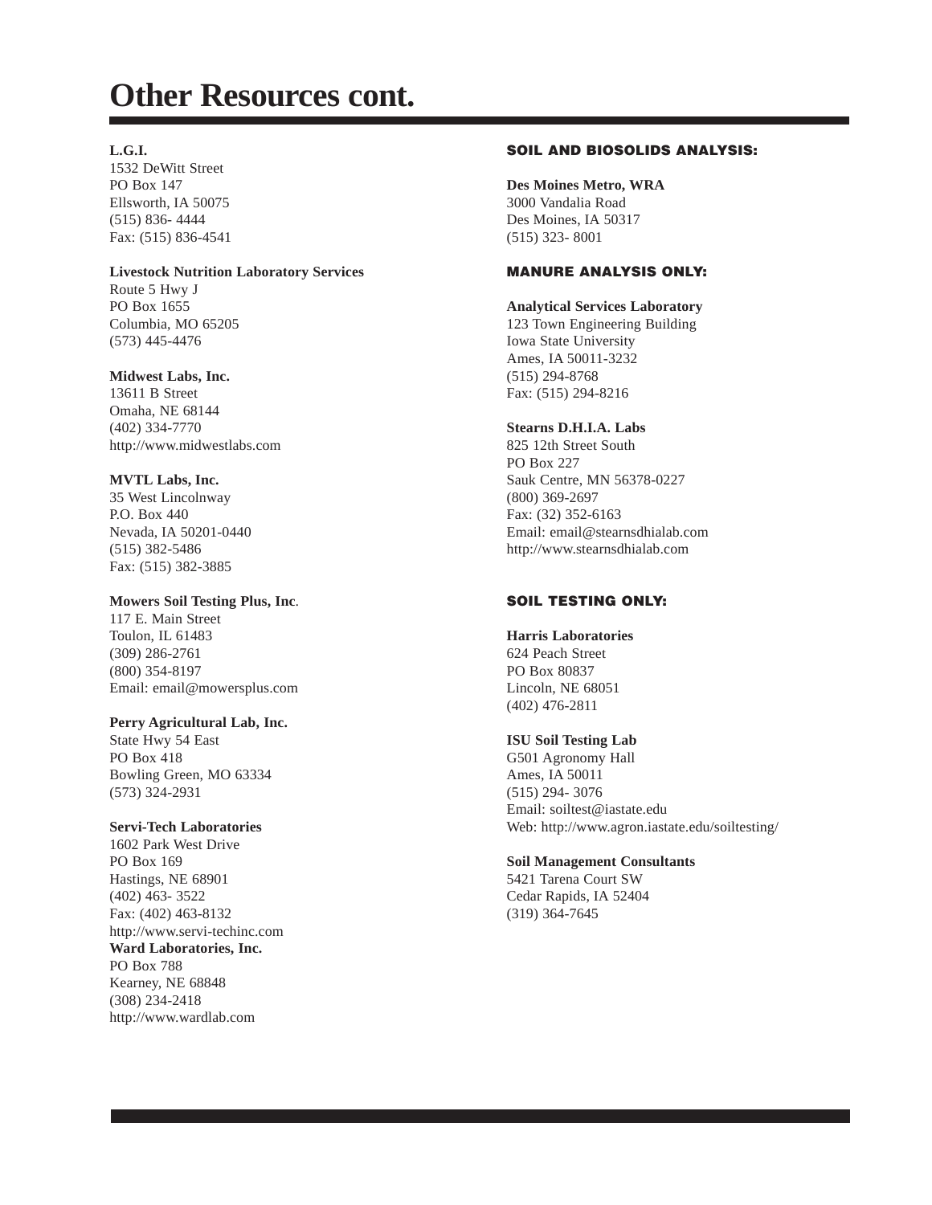# Other Resources cont.

**L.G.I.**
1532 DeWitt Street
PO Box 147
Ellsworth, IA 50075
(515) 836- 4444
Fax: (515) 836-4541

**Livestock Nutrition Laboratory Services**
Route 5 Hwy J
PO Box 1655
Columbia, MO 65205
(573) 445-4476

**Midwest Labs, Inc.**
13611 B Street
Omaha, NE 68144
(402) 334-7770
http://www.midwestlabs.com

**MVTL Labs, Inc.**
35 West Lincolnway
P.O. Box 440
Nevada, IA 50201-0440
(515) 382-5486
Fax: (515) 382-3885

**Mowers Soil Testing Plus, Inc**.
117 E. Main Street
Toulon, IL 61483
(309) 286-2761
(800) 354-8197
Email: email@mowersplus.com

**Perry Agricultural Lab, Inc.**
State Hwy 54 East
PO Box 418
Bowling Green, MO 63334
(573) 324-2931

**Servi-Tech Laboratories**
1602 Park West Drive
PO Box 169
Hastings, NE 68901
(402) 463- 3522
Fax: (402) 463-8132
http://www.servi-techinc.com

**Ward Laboratories, Inc.**
PO Box 788
Kearney, NE 68848
(308) 234-2418
http://www.wardlab.com

### SOIL AND BIOSOLIDS ANALYSIS:

**Des Moines Metro, WRA**
3000 Vandalia Road
Des Moines, IA 50317
(515) 323- 8001

### MANURE ANALYSIS ONLY:

**Analytical Services Laboratory**
123 Town Engineering Building
Iowa State University
Ames, IA 50011-3232
(515) 294-8768
Fax: (515) 294-8216

**Stearns D.H.I.A. Labs**
825 12th Street South
PO Box 227
Sauk Centre, MN 56378-0227
(800) 369-2697
Fax: (32) 352-6163
Email: email@stearnsdhialab.com
http://www.stearnsdhialab.com

### SOIL TESTING ONLY:

**Harris Laboratories**
624 Peach Street
PO Box 80837
Lincoln, NE 68051
(402) 476-2811

**ISU Soil Testing Lab**
G501 Agronomy Hall
Ames, IA 50011
(515) 294- 3076
Email: soiltest@iastate.edu
Web: http://www.agron.iastate.edu/soiltesting/

**Soil Management Consultants**
5421 Tarena Court SW
Cedar Rapids, IA 52404
(319) 364-7645